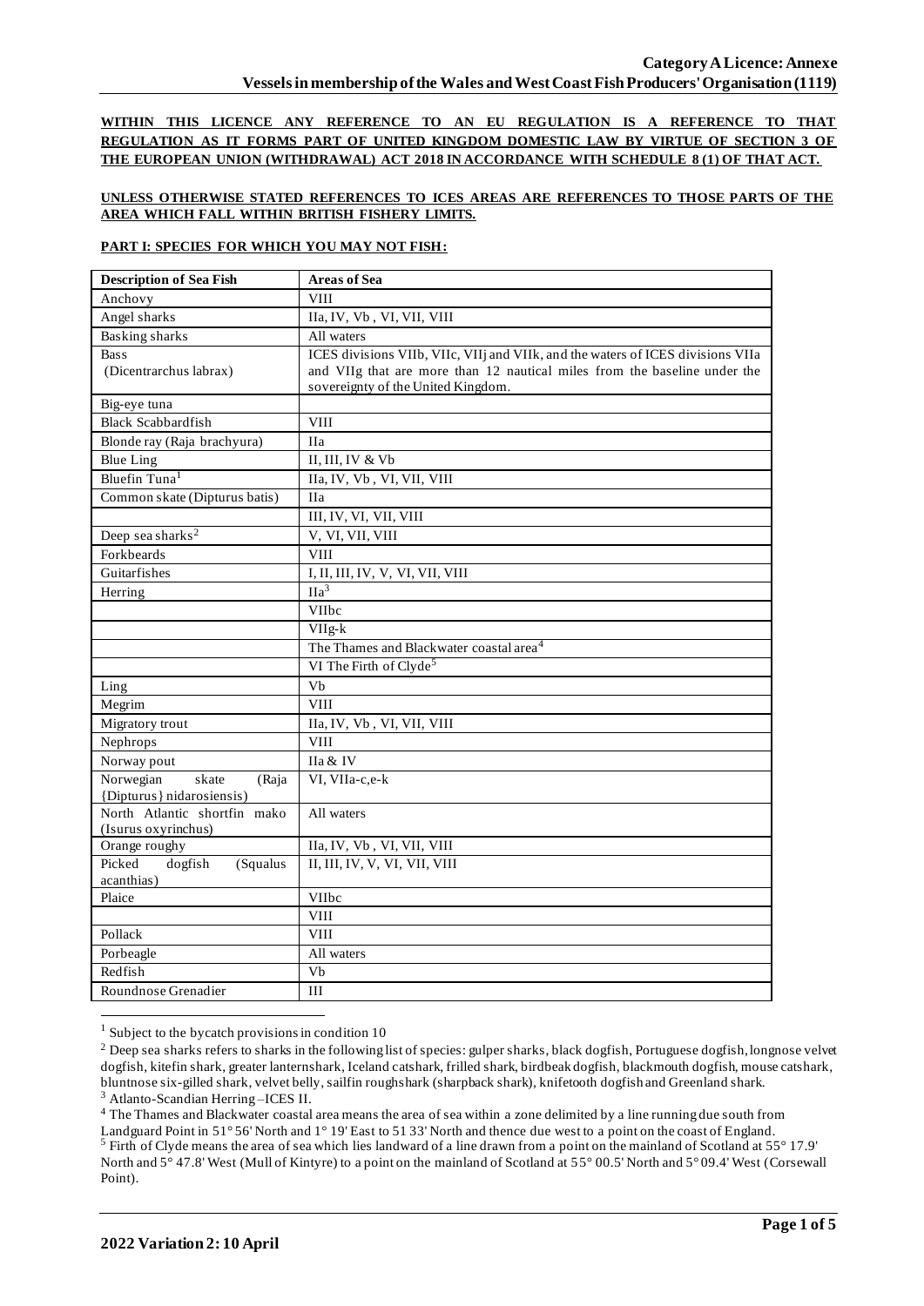**Category A Licence: Annexe**
**Vessels in membership of the Wales and West Coast Fish Producers' Organisation (1119)**

**WITHIN THIS LICENCE ANY REFERENCE TO AN EU REGULATION IS A REFERENCE TO THAT REGULATION AS IT FORMS PART OF UNITED KINGDOM DOMESTIC LAW BY VIRTUE OF SECTION 3 OF THE EUROPEAN UNION (WITHDRAWAL) ACT 2018 IN ACCORDANCE WITH SCHEDULE 8 (1) OF THAT ACT.**

**UNLESS OTHERWISE STATED REFERENCES TO ICES AREAS ARE REFERENCES TO THOSE PARTS OF THE AREA WHICH FALL WITHIN BRITISH FISHERY LIMITS.**

**PART I: SPECIES FOR WHICH YOU MAY NOT FISH:**

| Description of Sea Fish | Areas of Sea |
| --- | --- |
| Anchovy | VIII |
| Angel sharks | IIa, IV, Vb , VI, VII, VIII |
| Basking sharks | All waters |
| Bass (Dicentrarchus labrax) | ICES divisions VIIb, VIIc, VIIj and VIIk, and the waters of ICES divisions VIIa and VIIg that are more than 12 nautical miles from the baseline under the sovereignty of the United Kingdom. |
| Big-eye tuna | |
| Black Scabbardfish | VIII |
| Blonde ray (Raja brachyura) | IIa |
| Blue Ling | II, III, IV & Vb |
| Bluefin Tuna[1] | IIa, IV, Vb , VI, VII, VIII |
| Common skate (Dipturus batis) | IIa |
| | III, IV, VI, VII, VIII |
| Deep sea sharks[2] | V, VI, VII, VIII |
| Forkbeards | VIII |
| Guitarfishes | I, II, III, IV, V, VI, VII, VIII |
| Herring | IIa[3] |
| | VIIbc |
| | VIIg-k |
| | The Thames and Blackwater coastal area[4] |
| | VI The Firth of Clyde[5] |
| Ling | Vb |
| Megrim | VIII |
| Migratory trout | IIa, IV, Vb , VI, VII, VIII |
| Nephrops | VIII |
| Norway pout | IIa & IV |
| Norwegian skate (Raja {Dipturus} nidarosiensis) | VI, VIIa-c,e-k |
| North Atlantic shortfin mako (Isurus oxyrinchus) | All waters |
| Orange roughy | IIa, IV, Vb , VI, VII, VIII |
| Picked dogfish (Squalus acanthias) | II, III, IV, V, VI, VII, VIII |
| Plaice | VIIbc |
| | VIII |
| Pollack | VIII |
| Porbeagle | All waters |
| Redfish | Vb |
| Roundnose Grenadier | III |

[1] Subject to the bycatch provisions in condition 10

[2] Deep sea sharks refers to sharks in the following list of species: gulper sharks, black dogfish, Portuguese dogfish, longnose velvet dogfish, kitefin shark, greater lanternshark, Iceland catshark, frilled shark, birdbeak dogfish, blackmouth dogfish, mouse catshark, bluntnose six-gilled shark, velvet belly, sailfin roughshark (sharpback shark), knifetooth dogfish and Greenland shark.

[3] Atlanto-Scandian Herring –ICES II.

[4] The Thames and Blackwater coastal area means the area of sea within a zone delimited by a line running due south from Landguard Point in 51° 56' North and 1° 19' East to 51 33' North and thence due west to a point on the coast of England.

[5] Firth of Clyde means the area of sea which lies landward of a line drawn from a point on the mainland of Scotland at 55° 17.9' North and 5° 47.8' West (Mull of Kintyre) to a point on the mainland of Scotland at 55° 00.5' North and 5° 09.4' West (Corsewall Point).

**2022 Variation 2: 10 April**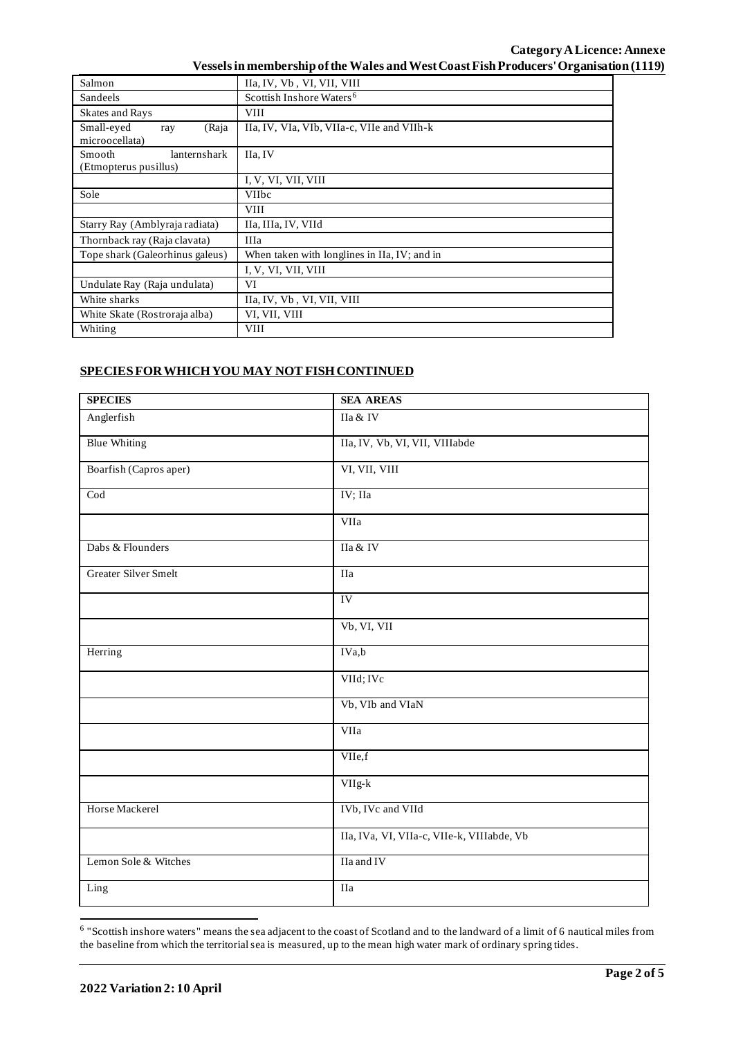| | |
|---|---|
| Salmon | IIa, IV, Vb , VI, VII, VIII |
| Sandeels | Scottish Inshore Waters[6] |
| Skates and Rays | VIII |
| Small-eyed ray (Raja microocellata) | IIa, IV, VIa, VIb, VIIa-c, VIIe and VIIh-k |
| Smooth lanternshark (Etmopterus pusillus) | IIa, IV |
| | I, V, VI, VII, VIII |
| Sole | VIIbc |
| | VIII |
| Starry Ray (Amblyraja radiata) | IIa, IIIa, IV, VIId |
| Thornback ray (Raja clavata) | IIIa |
| Tope shark (Galeorhinus galeus) | When taken with longlines in IIa, IV; and in |
| | I, V, VI, VII, VIII |
| Undulate Ray (Raja undulata) | VI |
| White sharks | IIa, IV, Vb , VI, VII, VIII |
| White Skate (Rostroraja alba) | VI, VII, VIII |
| Whiting | VIII |

## SPECIES FOR WHICH YOU MAY NOT FISH CONTINUED

| SPECIES | SEA AREAS |
|---|---|
| Anglerfish | IIa & IV |
| Blue Whiting | IIa, IV, Vb, VI, VII, VIIIabde |
| Boarfish (Capros aper) | VI, VII, VIII |
| Cod | IV; IIa |
| | VIIa |
| Dabs & Flounders | IIa & IV |
| Greater Silver Smelt | IIa |
| | IV |
| | Vb, VI, VII |
| Herring | IVa,b |
| | VIId; IVc |
| | Vb, VIb and VIaN |
| | VIIa |
| | VIIe,f |
| | VIIg-k |
| Horse Mackerel | IVb, IVc and VIId |
| | IIa, IVa, VI, VIIa-c, VIIe-k, VIIIabde, Vb |
| Lemon Sole & Witches | IIa and IV |
| Ling | IIa |

[6] "Scottish inshore waters" means the sea adjacent to the coast of Scotland and to the landward of a limit of 6 nautical miles from the baseline from which the territorial sea is measured, up to the mean high water mark of ordinary spring tides.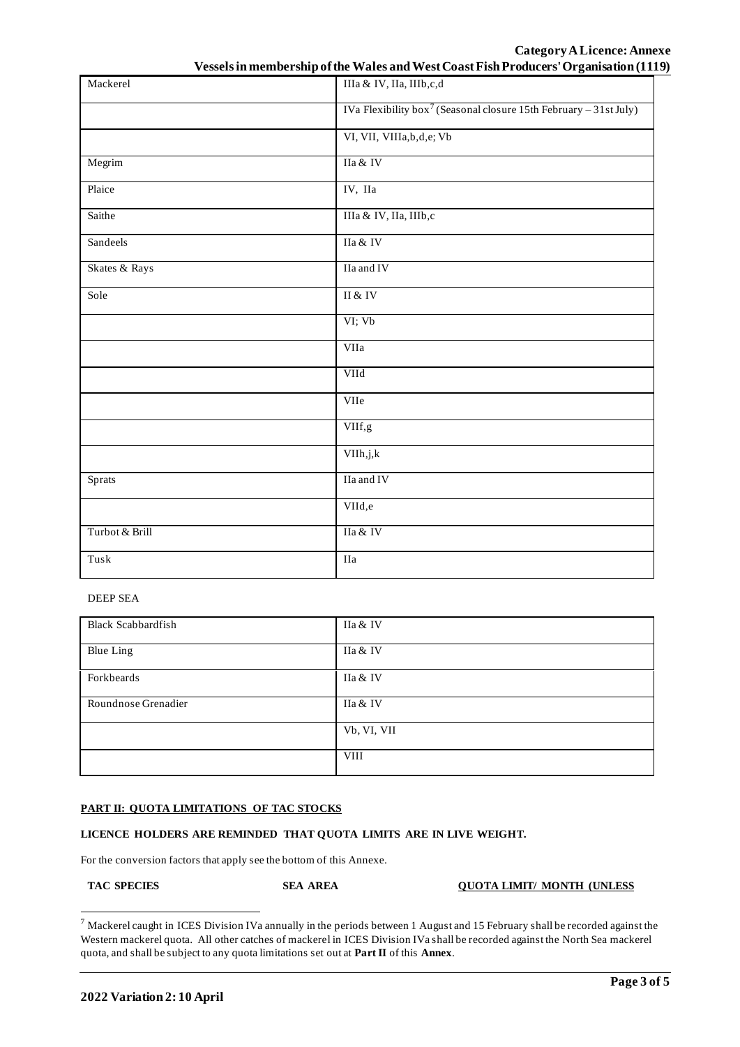**Category A Licence: Annexe**
**Vessels in membership of the Wales and West Coast Fish Producers' Organisation (1119)**

| | |
|---|---|
| Mackerel | IIIa & IV, IIa, IIIb,c,d |
| | IVa Flexibility box[7] (Seasonal closure 15th February – 31st July) |
| | VI, VII, VIIIa,b,d,e; Vb |
| Megrim | IIa & IV |
| Plaice | IV, IIa |
| Saithe | IIIa & IV, IIa, IIIb,c |
| Sandeels | IIa & IV |
| Skates & Rays | IIa and IV |
| Sole | II & IV |
| | VI; Vb |
| | VIIa |
| | VIId |
| | VIIe |
| | VIIf,g |
| | VIIh,j,k |
| Sprats | IIa and IV |
| | VIId,e |
| Turbot & Brill | IIa & IV |
| Tusk | IIa |

DEEP SEA

| | |
|---|---|
| Black Scabbardfish | IIa & IV |
| Blue Ling | IIa & IV |
| Forkbeards | IIa & IV |
| Roundnose Grenadier | IIa & IV |
| | Vb, VI, VII |
| | VIII |

**PART II: QUOTA LIMITATIONS OF TAC STOCKS**

**LICENCE HOLDERS ARE REMINDED THAT QUOTA LIMITS ARE IN LIVE WEIGHT.**

For the conversion factors that apply see the bottom of this Annexe.

**TAC SPECIES** **SEA AREA** **QUOTA LIMIT/ MONTH (UNLESS**

[7] Mackerel caught in ICES Division IVa annually in the periods between 1 August and 15 February shall be recorded against the Western mackerel quota. All other catches of mackerel in ICES Division IVa shall be recorded against the North Sea mackerel quota, and shall be subject to any quota limitations set out at **Part II** of this **Annex**.

**2022 Variation 2: 10 April**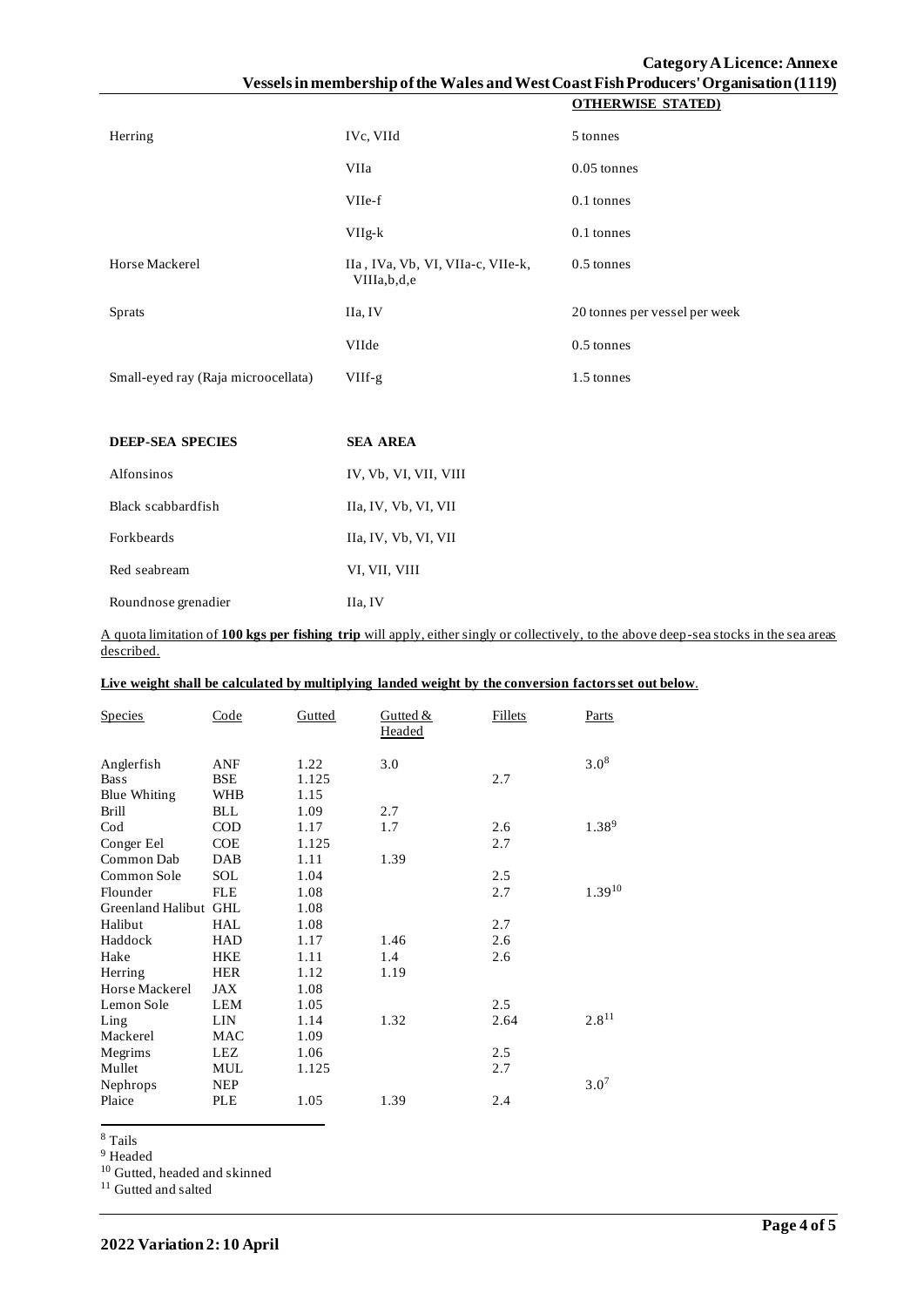**OTHERWISE STATED)**

| | | |
|---|---|---|
| Herring | IVc, VIId | 5 tonnes |
| | VIIa | 0.05 tonnes |
| | VIIe-f | 0.1 tonnes |
| | VIIg-k | 0.1 tonnes |
| Horse Mackerel | IIa , IVa, Vb, VI, VIIa-c, VIIe-k, VIIIa,b,d,e | 0.5 tonnes |
| Sprats | IIa, IV | 20 tonnes per vessel per week |
| | VIIde | 0.5 tonnes |
| Small-eyed ray (Raja microocellata) | VIIf-g | 1.5 tonnes |

| **DEEP-SEA SPECIES** | **SEA AREA** |
|---|---|
| Alfonsinos | IV, Vb, VI, VII, VIII |
| Black scabbardfish | IIa, IV, Vb, VI, VII |
| Forkbeards | IIa, IV, Vb, VI, VII |
| Red seabream | VI, VII, VIII |
| Roundnose grenadier | IIa, IV |

A quota limitation of **100 kgs per fishing trip** will apply, either singly or collectively, to the above deep-sea stocks in the sea areas described.

**Live weight shall be calculated by multiplying landed weight by the conversion factors set out below.**

| Species | Code | Gutted | Gutted & Headed | Fillets | Parts |
|---|---|---|---|---|---|
| Anglerfish | ANF | 1.22 | 3.0 | | 3.0[8] |
| Bass | BSE | 1.125 | | 2.7 | |
| Blue Whiting | WHB | 1.15 | | | |
| Brill | BLL | 1.09 | 2.7 | | |
| Cod | COD | 1.17 | 1.7 | 2.6 | 1.38[9] |
| Conger Eel | COE | 1.125 | | 2.7 | |
| Common Dab | DAB | 1.11 | 1.39 | | |
| Common Sole | SOL | 1.04 | | 2.5 | |
| Flounder | FLE | 1.08 | | 2.7 | 1.39[10] |
| Greenland Halibut | GHL | 1.08 | | | |
| Halibut | HAL | 1.08 | | 2.7 | |
| Haddock | HAD | 1.17 | 1.46 | 2.6 | |
| Hake | HKE | 1.11 | 1.4 | 2.6 | |
| Herring | HER | 1.12 | 1.19 | | |
| Horse Mackerel | JAX | 1.08 | | | |
| Lemon Sole | LEM | 1.05 | | 2.5 | |
| Ling | LIN | 1.14 | 1.32 | 2.64 | 2.8[11] |
| Mackerel | MAC | 1.09 | | | |
| Megrims | LEZ | 1.06 | | 2.5 | |
| Mullet | MUL | 1.125 | | 2.7 | |
| Nephrops | NEP | | | | 3.0[7] |
| Plaice | PLE | 1.05 | 1.39 | 2.4 | |

[8] Tails
[9] Headed
[10] Gutted, headed and skinned
[11] Gutted and salted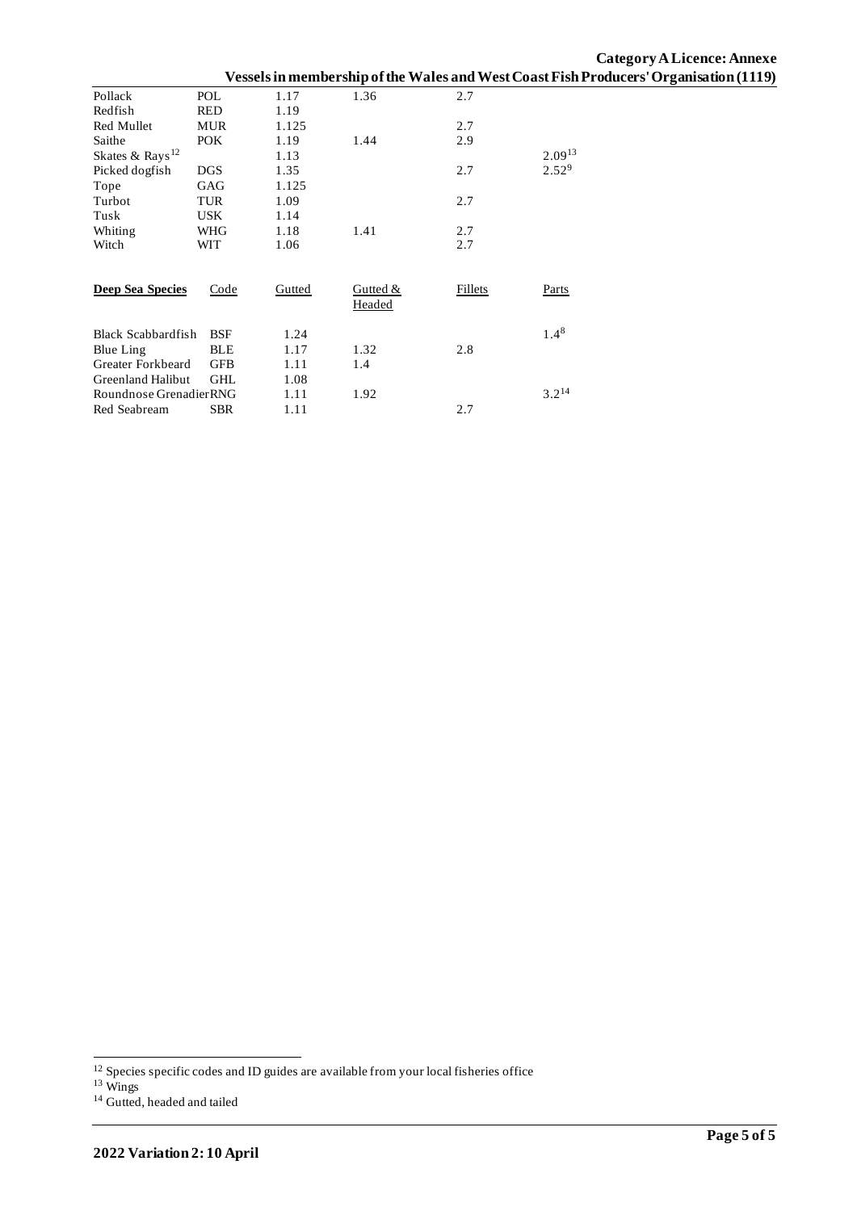Category A Licence: Annexe

Vessels in membership of the Wales and West Coast Fish Producers' Organisation (1119)

| | | | | | |
|---|---|---|---|---|---|
| Pollack | POL | 1.17 | 1.36 | 2.7 | |
| Redfish | RED | 1.19 | | | |
| Red Mullet | MUR | 1.125 | | 2.7 | |
| Saithe | POK | 1.19 | 1.44 | 2.9 | |
| Skates & Rays[12] | | 1.13 | | | 2.09[13] |
| Picked dogfish | DGS | 1.35 | | 2.7 | 2.52[9] |
| Tope | GAG | 1.125 | | | |
| Turbot | TUR | 1.09 | | 2.7 | |
| Tusk | USK | 1.14 | | | |
| Whiting | WHG | 1.18 | 1.41 | 2.7 | |
| Witch | WIT | 1.06 | | 2.7 | |

| **Deep Sea Species** | Code | Gutted | Gutted & Headed | Fillets | Parts |
|---|---|---|---|---|---|
| Black Scabbardfish | BSF | 1.24 | | | 1.4[8] |
| Blue Ling | BLE | 1.17 | 1.32 | 2.8 | |
| Greater Forkbeard | GFB | 1.11 | 1.4 | | |
| Greenland Halibut | GHL | 1.08 | | | |
| Roundnose Grenadier | RNG | 1.11 | 1.92 | | 3.2[14] |
| Red Seabream | SBR | 1.11 | | 2.7 | |

[12] Species specific codes and ID guides are available from your local fisheries office

[13] Wings

[14] Gutted, headed and tailed

2022 Variation 2: 10 April